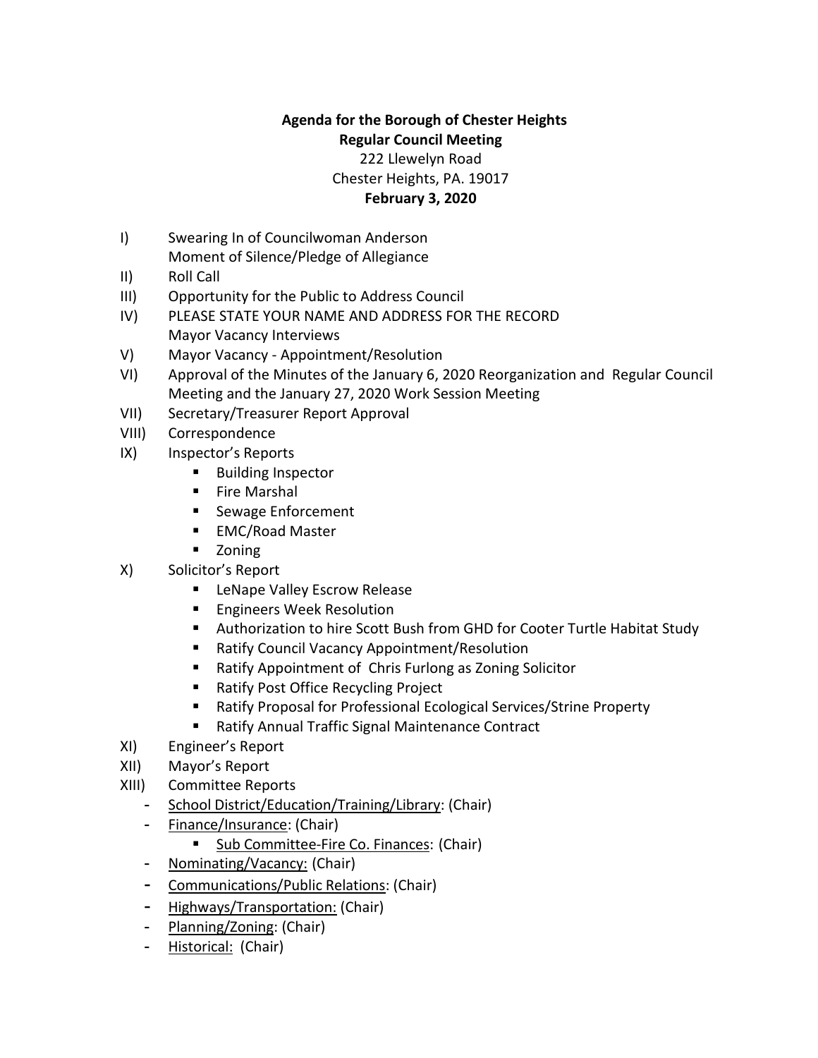**Agenda for the Borough of Chester Heights**
**Regular Council Meeting**
222 Llewelyn Road
Chester Heights, PA. 19017
**February 3, 2020**

I) Swearing In of Councilwoman Anderson
Moment of Silence/Pledge of Allegiance

II) Roll Call

III) Opportunity for the Public to Address Council

IV) PLEASE STATE YOUR NAME AND ADDRESS FOR THE RECORD
Mayor Vacancy Interviews

V) Mayor Vacancy - Appointment/Resolution

VI) Approval of the Minutes of the January 6, 2020 Reorganization and Regular Council Meeting and the January 27, 2020 Work Session Meeting

VII) Secretary/Treasurer Report Approval

VIII) Correspondence

IX) Inspector's Reports
- Building Inspector
- Fire Marshal
- Sewage Enforcement
- EMC/Road Master
- Zoning

X) Solicitor's Report
- LeNape Valley Escrow Release
- Engineers Week Resolution
- Authorization to hire Scott Bush from GHD for Cooter Turtle Habitat Study
- Ratify Council Vacancy Appointment/Resolution
- Ratify Appointment of Chris Furlong as Zoning Solicitor
- Ratify Post Office Recycling Project
- Ratify Proposal for Professional Ecological Services/Strine Property
- Ratify Annual Traffic Signal Maintenance Contract

XI) Engineer's Report

XII) Mayor's Report

XIII) Committee Reports
- <u>School District/Education/Training/Library</u>: (Chair)
- <u>Finance/Insurance</u>: (Chair)
  - <u>Sub Committee-Fire Co. Finances</u>: (Chair)
- <u>Nominating/Vacancy:</u> (Chair)
- <u>Communications/Public Relations</u>: (Chair)
- <u>Highways/Transportation:</u> (Chair)
- <u>Planning/Zoning</u>: (Chair)
- <u>Historical:</u> (Chair)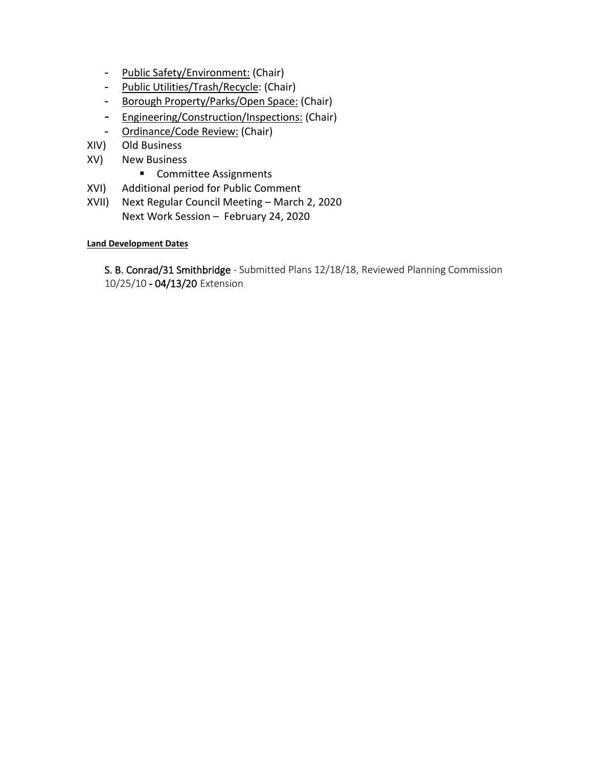- Public Safety/Environment: (Chair)
- Public Utilities/Trash/Recycle: (Chair)
- Borough Property/Parks/Open Space: (Chair)
- Engineering/Construction/Inspections: (Chair)
- Ordinance/Code Review: (Chair)

XIV) Old Business

XV) New Business

- Committee Assignments

XVI) Additional period for Public Comment

XVII) Next Regular Council Meeting – March 2, 2020
Next Work Session – February 24, 2020

**Land Development Dates**

S. B. Conrad/31 Smithbridge - Submitted Plans 12/18/18, Reviewed Planning Commission 10/25/10 - 04/13/20 Extension